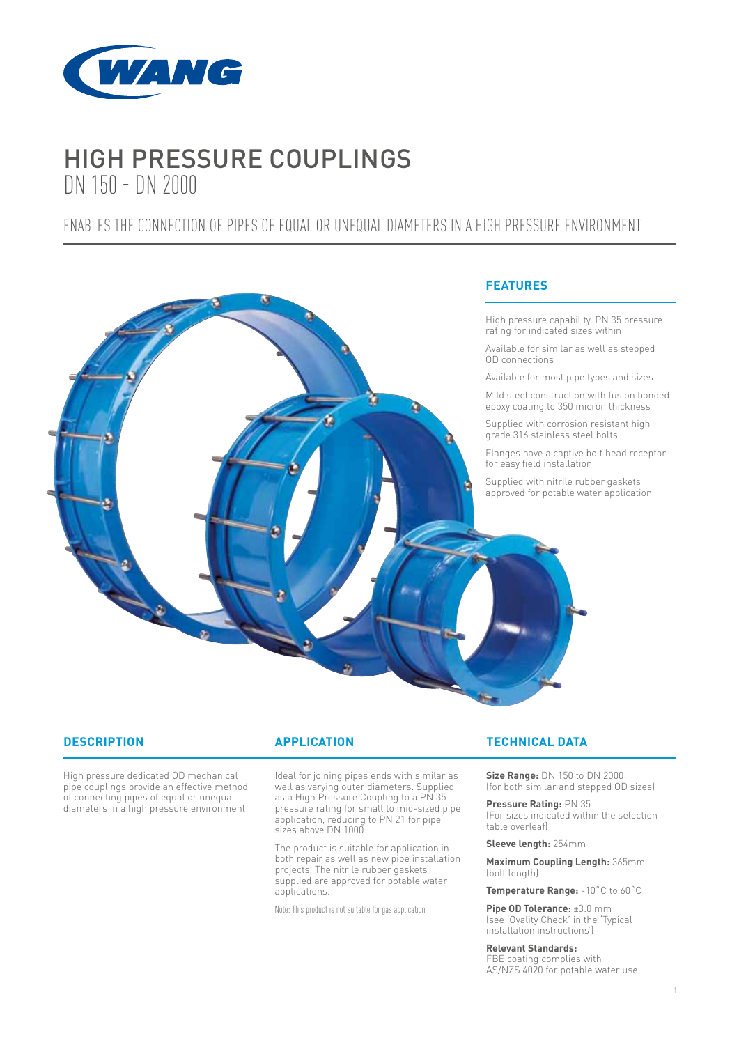WANG

# HIGH PRESSURE COUPLINGS

DN 150 - DN 2000

ENABLES THE CONNECTION OF PIPES OF EQUAL OR UNEQUAL DIAMETERS IN A HIGH PRESSURE ENVIRONMENT

## FEATURES

High pressure capability. PN 35 pressure rating for indicated sizes within

Available for similar as well as stepped OD connections

Available for most pipe types and sizes

Mild steel construction with fusion bonded epoxy coating to 350 micron thickness

Supplied with corrosion resistant high grade 316 stainless steel bolts

Flanges have a captive bolt head receptor for easy field installation

Supplied with nitrile rubber gaskets approved for potable water application

## DESCRIPTION

High pressure dedicated OD mechanical pipe couplings provide an effective method of connecting pipes of equal or unequal diameters in a high pressure environment

## APPLICATION

Ideal for joining pipes ends with similar as well as varying outer diameters. Supplied as a High Pressure Coupling to a PN 35 pressure rating for small to mid-sized pipe application, reducing to PN 21 for pipe sizes above DN 1000.

The product is suitable for application in both repair as well as new pipe installation projects. The nitrile rubber gaskets supplied are approved for potable water applications.

Note: This product is not suitable for gas application

## TECHNICAL DATA

**Size Range:** DN 150 to DN 2000 (for both similar and stepped OD sizes)

**Pressure Rating:** PN 35 (For sizes indicated within the selection table overleaf)

**Sleeve length:** 254mm

**Maximum Coupling Length:** 365mm (bolt length)

**Temperature Range:** -10˚C to 60˚C

**Pipe OD Tolerance:** ±3.0 mm (see 'Ovality Check' in the 'Typical installation instructions')

**Relevant Standards:**
FBE coating complies with AS/NZS 4020 for potable water use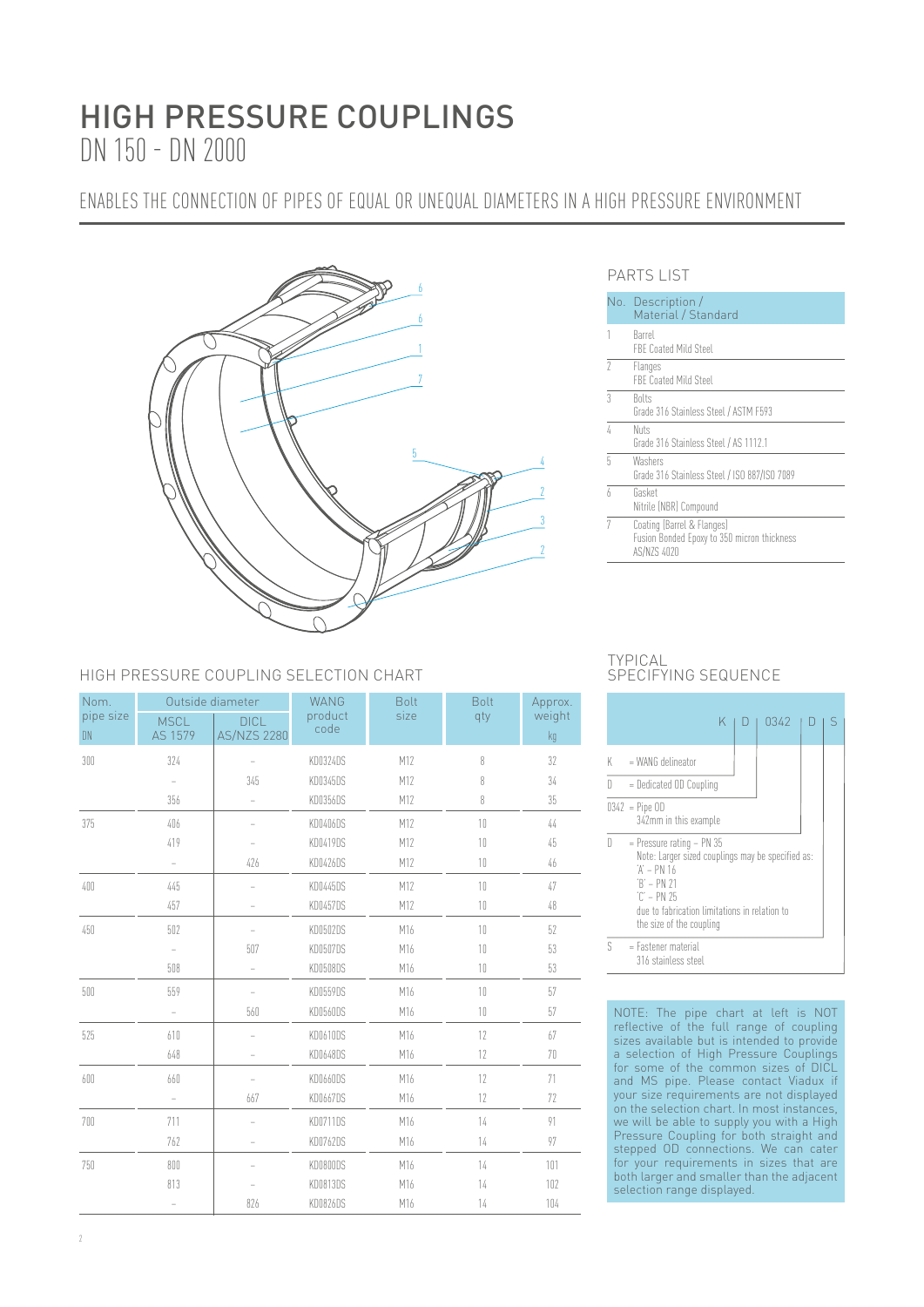# HIGH PRESSURE COUPLINGS
DN 150 - DN 2000

ENABLES THE CONNECTION OF PIPES OF EQUAL OR UNEQUAL DIAMETERS IN A HIGH PRESSURE ENVIRONMENT

## PARTS LIST

| No. | Description / Material / Standard |
|---|---|
| 1 | Barrel<br>FBE Coated Mild Steel |
| 2 | Flanges<br>FBE Coated Mild Steel |
| 3 | Bolts<br>Grade 316 Stainless Steel / ASTM F593 |
| 4 | Nuts<br>Grade 316 Stainless Steel / AS 1112.1 |
| 5 | Washers<br>Grade 316 Stainless Steel / ISO 887/ISO 7089 |
| 6 | Gasket<br>Nitrile (NBR) Compound |
| 7 | Coating (Barrel & Flanges)<br>Fusion Bonded Epoxy to 350 micron thickness<br>AS/NZS 4020 |

## HIGH PRESSURE COUPLING SELECTION CHART

| Nom. pipe size DN | Outside diameter MSCL AS 1579 | Outside diameter DICL AS/NZS 2280 | WANG product code | Bolt size | Bolt qty | Approx. weight kg |
|---|---|---|---|---|---|---|
| 300 | 324 | – | KD0324DS | M12 | 8 | 32 |
| | – | 345 | KD0345DS | M12 | 8 | 34 |
| | 356 | – | KD0356DS | M12 | 8 | 35 |
| 375 | 406 | – | KD0406DS | M12 | 10 | 44 |
| | 419 | – | KD0419DS | M12 | 10 | 45 |
| | – | 426 | KD0426DS | M12 | 10 | 46 |
| 400 | 445 | – | KD0445DS | M12 | 10 | 47 |
| | 457 | – | KD0457DS | M12 | 10 | 48 |
| 450 | 502 | – | KD0502DS | M16 | 10 | 52 |
| | – | 507 | KD0507DS | M16 | 10 | 53 |
| | 508 | – | KD0508DS | M16 | 10 | 53 |
| 500 | 559 | – | KD0559DS | M16 | 10 | 57 |
| | – | 560 | KD0560DS | M16 | 10 | 57 |
| 525 | 610 | – | KD0610DS | M16 | 12 | 67 |
| | 648 | – | KD0648DS | M16 | 12 | 70 |
| 600 | 660 | – | KD0660DS | M16 | 12 | 71 |
| | – | 667 | KD0667DS | M16 | 12 | 72 |
| 700 | 711 | – | KD0711DS | M16 | 14 | 91 |
| | 762 | – | KD0762DS | M16 | 14 | 97 |
| 750 | 800 | – | KD0800DS | M16 | 14 | 101 |
| | 813 | – | KD0813DS | M16 | 14 | 102 |
| | – | 826 | KD0826DS | M16 | 14 | 104 |

## TYPICAL SPECIFYING SEQUENCE

K | D | 0342 | D | S

- K = WANG delineator
- D = Dedicated OD Coupling
- 0342 = Pipe OD
  342mm in this example
- D = Pressure rating – PN 35
  Note: Larger sized couplings may be specified as:
  'A' – PN 16
  'B' – PN 21
  'C' – PN 25
  due to fabrication limitations in relation to the size of the coupling
- S = Fastener material
  316 stainless steel

NOTE: The pipe chart at left is NOT reflective of the full range of coupling sizes available but is intended to provide a selection of High Pressure Couplings for some of the common sizes of DICL and MS pipe. Please contact Viadux if your size requirements are not displayed on the selection chart. In most instances, we will be able to supply you with a High Pressure Coupling for both straight and stepped OD connections. We can cater for your requirements in sizes that are both larger and smaller than the adjacent selection range displayed.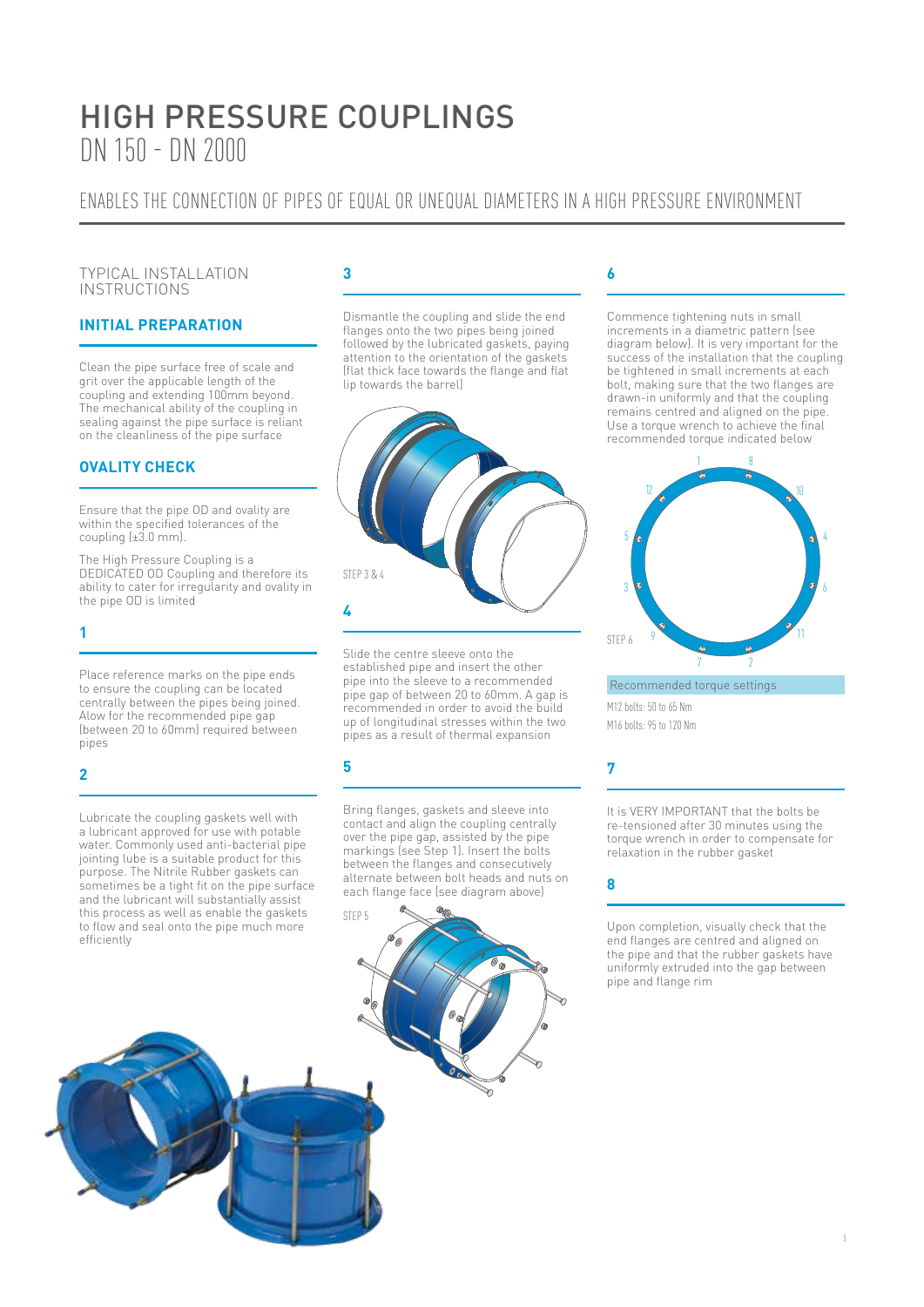# HIGH PRESSURE COUPLINGS

DN 150 - DN 2000

ENABLES THE CONNECTION OF PIPES OF EQUAL OR UNEQUAL DIAMETERS IN A HIGH PRESSURE ENVIRONMENT

TYPICAL INSTALLATION INSTRUCTIONS

## INITIAL PREPARATION

Clean the pipe surface free of scale and grit over the applicable length of the coupling and extending 100mm beyond. The mechanical ability of the coupling in sealing against the pipe surface is reliant on the cleanliness of the pipe surface

## OVALITY CHECK

Ensure that the pipe OD and ovality are within the specified tolerances of the coupling (±3.0 mm).

The High Pressure Coupling is a DEDICATED OD Coupling and therefore its ability to cater for irregularity and ovality in the pipe OD is limited

### 1

Place reference marks on the pipe ends to ensure the coupling can be located centrally between the pipes being joined. Alow for the recommended pipe gap (between 20 to 60mm) required between pipes

### 2

Lubricate the coupling gaskets well with a lubricant approved for use with potable water. Commonly used anti-bacterial pipe jointing lube is a suitable product for this purpose. The Nitrile Rubber gaskets can sometimes be a tight fit on the pipe surface and the lubricant will substantially assist this process as well as enable the gaskets to flow and seal onto the pipe much more efficiently

### 3

Dismantle the coupling and slide the end flanges onto the two pipes being joined followed by the lubricated gaskets, paying attention to the orientation of the gaskets (flat thick face towards the flange and flat lip towards the barrel)

STEP 3 & 4

### 4

Slide the centre sleeve onto the established pipe and insert the other pipe into the sleeve to a recommended pipe gap of between 20 to 60mm. A gap is recommended in order to avoid the build up of longitudinal stresses within the two pipes as a result of thermal expansion

### 5

Bring flanges, gaskets and sleeve into contact and align the coupling centrally over the pipe gap, assisted by the pipe markings (see Step 1). Insert the bolts between the flanges and consecutively alternate between bolt heads and nuts on each flange face (see diagram above)

STEP 5

### 6

Commence tightening nuts in small increments in a diametric pattern (see diagram below). It is very important for the success of the installation that the coupling be tightened in small increments at each bolt, making sure that the two flanges are drawn-in uniformly and that the coupling remains centred and aligned on the pipe. Use a torque wrench to achieve the final recommended torque indicated below

STEP 6

Recommended torque settings

M12 bolts: 50 to 65 Nm

M16 bolts: 95 to 120 Nm

### 7

It is VERY IMPORTANT that the bolts be re-tensioned after 30 minutes using the torque wrench in order to compensate for relaxation in the rubber gasket

### 8

Upon completion, visually check that the end flanges are centred and aligned on the pipe and that the rubber gaskets have uniformly extruded into the gap between pipe and flange rim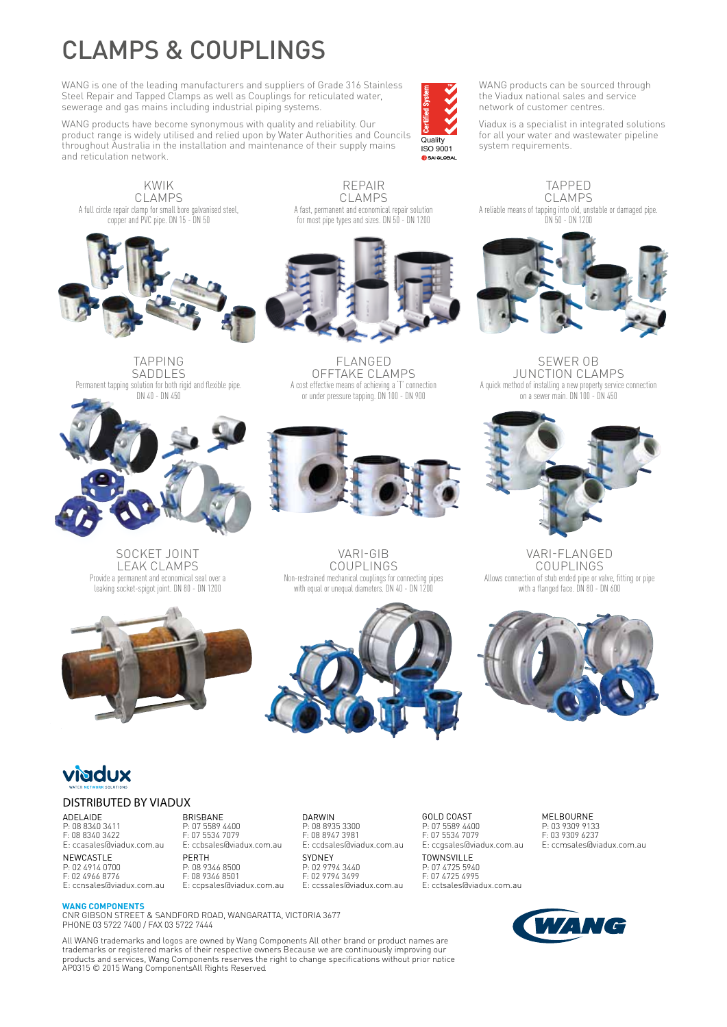# CLAMPS & COUPLINGS

WANG is one of the leading manufacturers and suppliers of Grade 316 Stainless Steel Repair and Tapped Clamps as well as Couplings for reticulated water, sewerage and gas mains including industrial piping systems.

WANG products have become synonymous with quality and reliability. Our product range is widely utilised and relied upon by Water Authorities and Councils throughout Australia in the installation and maintenance of their supply mains and reticulation network.

Certified System
Quality
ISO 9001
SAI GLOBAL

WANG products can be sourced through the Viadux national sales and service network of customer centres.

Viadux is a specialist in integrated solutions for all your water and wastewater pipeline system requirements.

## KWIK CLAMPS

A full circle repair clamp for small bore galvanised steel, copper and PVC pipe. DN 15 - DN 50

## REPAIR CLAMPS

A fast, permanent and economical repair solution for most pipe types and sizes. DN 50 - DN 1200

## TAPPED CLAMPS

A reliable means of tapping into old, unstable or damaged pipe. DN 50 - DN 1200

## TAPPING SADDLES

Permanent tapping solution for both rigid and flexible pipe. DN 40 - DN 450

## FLANGED OFFTAKE CLAMPS

A cost effective means of achieving a 'T' connection or under pressure tapping. DN 100 - DN 900

## SEWER OB JUNCTION CLAMPS

A quick method of installing a new property service connection on a sewer main. DN 100 - DN 450

## SOCKET JOINT LEAK CLAMPS

Provide a permanent and economical seal over a leaking socket-spigot joint. DN 80 - DN 1200

## VARI-GIB COUPLINGS

Non-restrained mechanical couplings for connecting pipes with equal or unequal diameters. DN 40 - DN 1200

## VARI-FLANGED COUPLINGS

Allows connection of stub ended pipe or valve, fitting or pipe with a flanged face. DN 80 - DN 600

viadux
WATER NETWORK SOLUTIONS

## DISTRIBUTED BY VIADUX

ADELAIDE
P: 08 8340 3411
F: 08 8340 3422
E: ccasales@viadux.com.au

NEWCASTLE
P: 02 4914 0700
F: 02 4966 8776
E: ccnsales@viadux.com.au

BRISBANE
P: 07 5589 4400
F: 07 5534 7079
E: ccbsales@viadux.com.au

PERTH
P: 08 9346 8500
F: 08 9346 8501
E: ccpsales@viadux.com.au

DARWIN
P: 08 8935 3300
F: 08 8947 3981
E: ccdsales@viadux.com.au

SYDNEY
P: 02 9794 3440
F: 02 9794 3499
E: ccssales@viadux.com.au

GOLD COAST
P: 07 5589 4400
F: 07 5534 7079
E: ccgsales@viadux.com.au

TOWNSVILLE
P: 07 4725 5940
F: 07 4725 4995
E: cctsales@viadux.com.au

MELBOURNE
P: 03 9309 9133
F: 03 9309 6237
E: ccmsales@viadux.com.au

**WANG COMPONENTS**
CNR GIBSON STREET & SANDFORD ROAD, WANGARATTA, VICTORIA 3677
PHONE 03 5722 7400 / FAX 03 5722 7444

WANG

All WANG trademarks and logos are owned by Wang Components All other brand or product names are trademarks or registered marks of their respective owners Because we are continuously improving our products and services, Wang Components reserves the right to change specifications without prior notice
AP0315 © 2015 Wang ComponentsAll Rights Reserved.